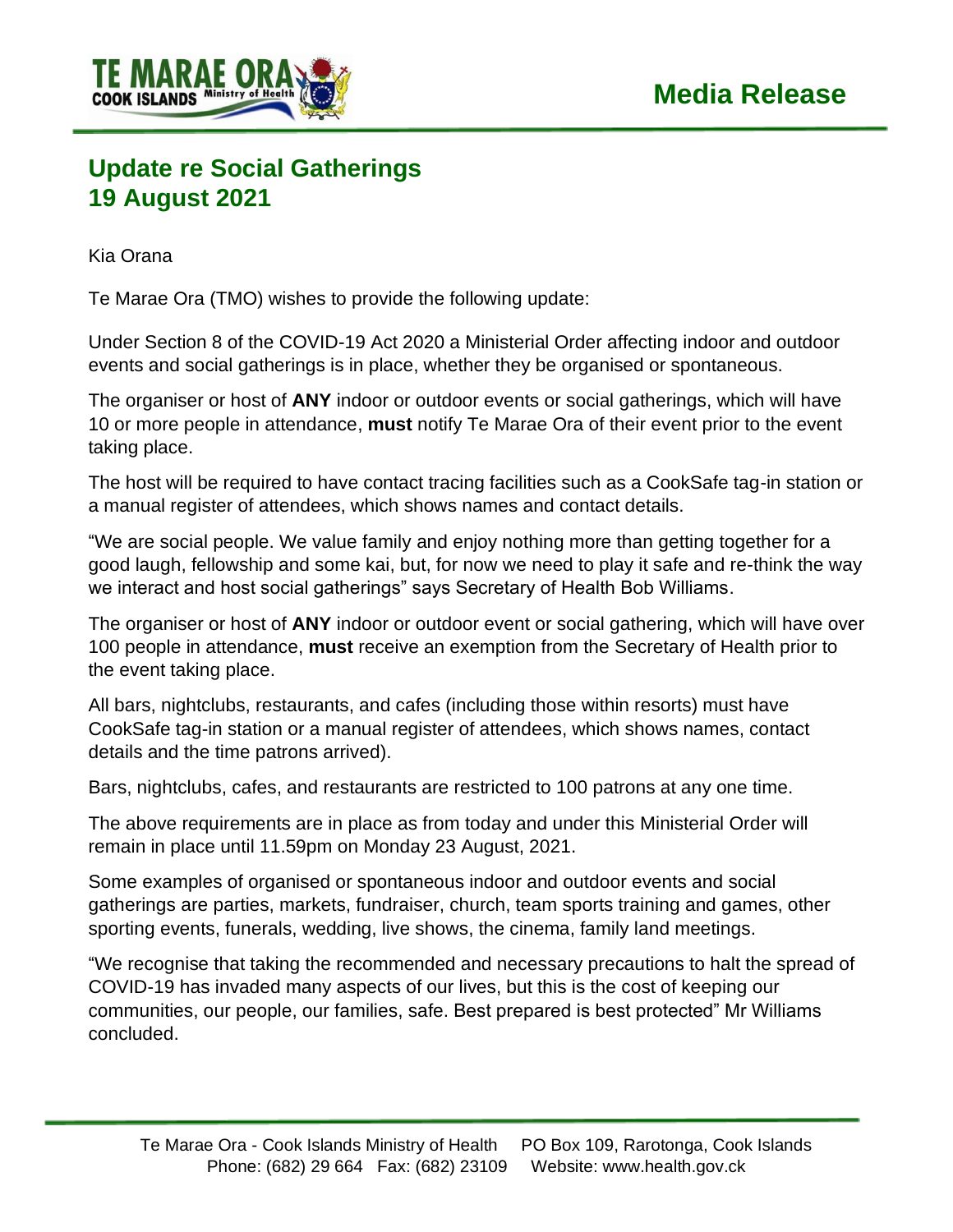TE MARAE ORA COOK ISLANDS Ministry of Health

# Media Release

## Update re Social Gatherings 19 August 2021

Kia Orana

Te Marae Ora (TMO) wishes to provide the following update:

Under Section 8 of the COVID-19 Act 2020 a Ministerial Order affecting indoor and outdoor events and social gatherings is in place, whether they be organised or spontaneous.

The organiser or host of **ANY** indoor or outdoor events or social gatherings, which will have 10 or more people in attendance, **must** notify Te Marae Ora of their event prior to the event taking place.

The host will be required to have contact tracing facilities such as a CookSafe tag-in station or a manual register of attendees, which shows names and contact details.

"We are social people. We value family and enjoy nothing more than getting together for a good laugh, fellowship and some kai, but, for now we need to play it safe and re-think the way we interact and host social gatherings" says Secretary of Health Bob Williams.

The organiser or host of **ANY** indoor or outdoor event or social gathering, which will have over 100 people in attendance, **must** receive an exemption from the Secretary of Health prior to the event taking place.

All bars, nightclubs, restaurants, and cafes (including those within resorts) must have CookSafe tag-in station or a manual register of attendees, which shows names, contact details and the time patrons arrived).

Bars, nightclubs, cafes, and restaurants are restricted to 100 patrons at any one time.

The above requirements are in place as from today and under this Ministerial Order will remain in place until 11.59pm on Monday 23 August, 2021.

Some examples of organised or spontaneous indoor and outdoor events and social gatherings are parties, markets, fundraiser, church, team sports training and games, other sporting events, funerals, wedding, live shows, the cinema, family land meetings.

"We recognise that taking the recommended and necessary precautions to halt the spread of COVID-19 has invaded many aspects of our lives, but this is the cost of keeping our communities, our people, our families, safe. Best prepared is best protected" Mr Williams concluded.

Te Marae Ora - Cook Islands Ministry of Health PO Box 109, Rarotonga, Cook Islands
Phone: (682) 29 664 Fax: (682) 23109 Website: www.health.gov.ck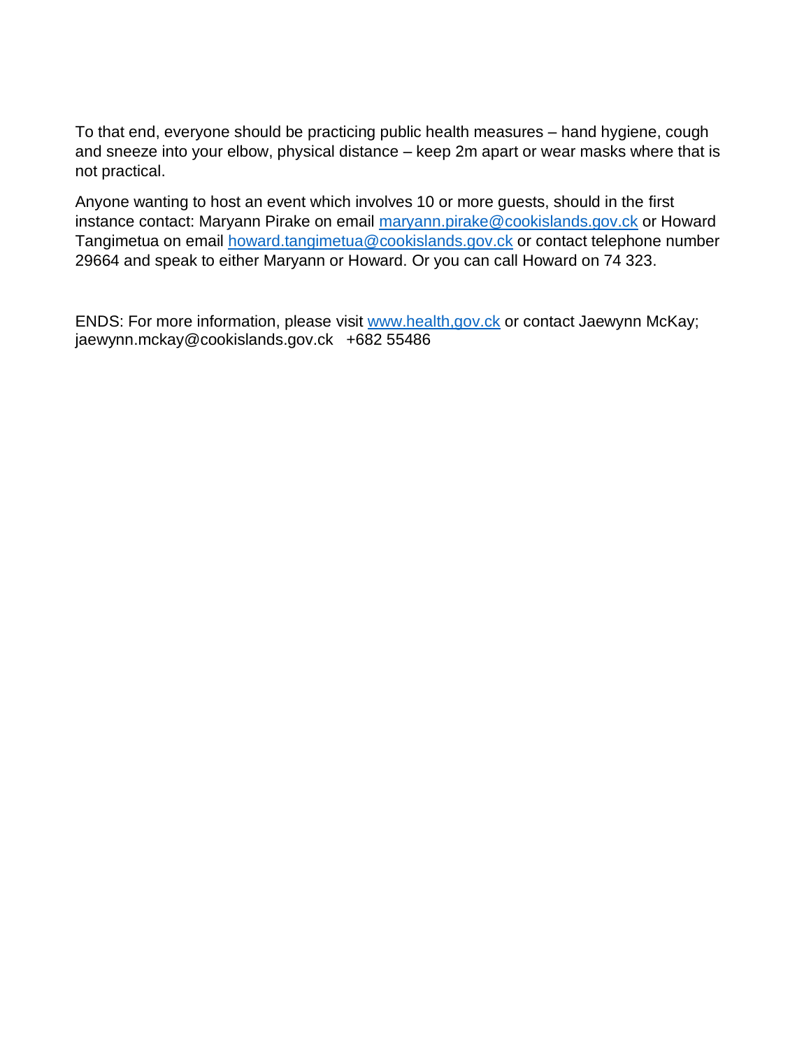To that end, everyone should be practicing public health measures – hand hygiene, cough and sneeze into your elbow, physical distance – keep 2m apart or wear masks where that is not practical.

Anyone wanting to host an event which involves 10 or more guests, should in the first instance contact: Maryann Pirake on email maryann.pirake@cookislands.gov.ck or Howard Tangimetua on email howard.tangimetua@cookislands.gov.ck or contact telephone number 29664 and speak to either Maryann or Howard. Or you can call Howard on 74 323.

ENDS: For more information, please visit www.health,gov.ck or contact Jaewynn McKay; jaewynn.mckay@cookislands.gov.ck +682 55486